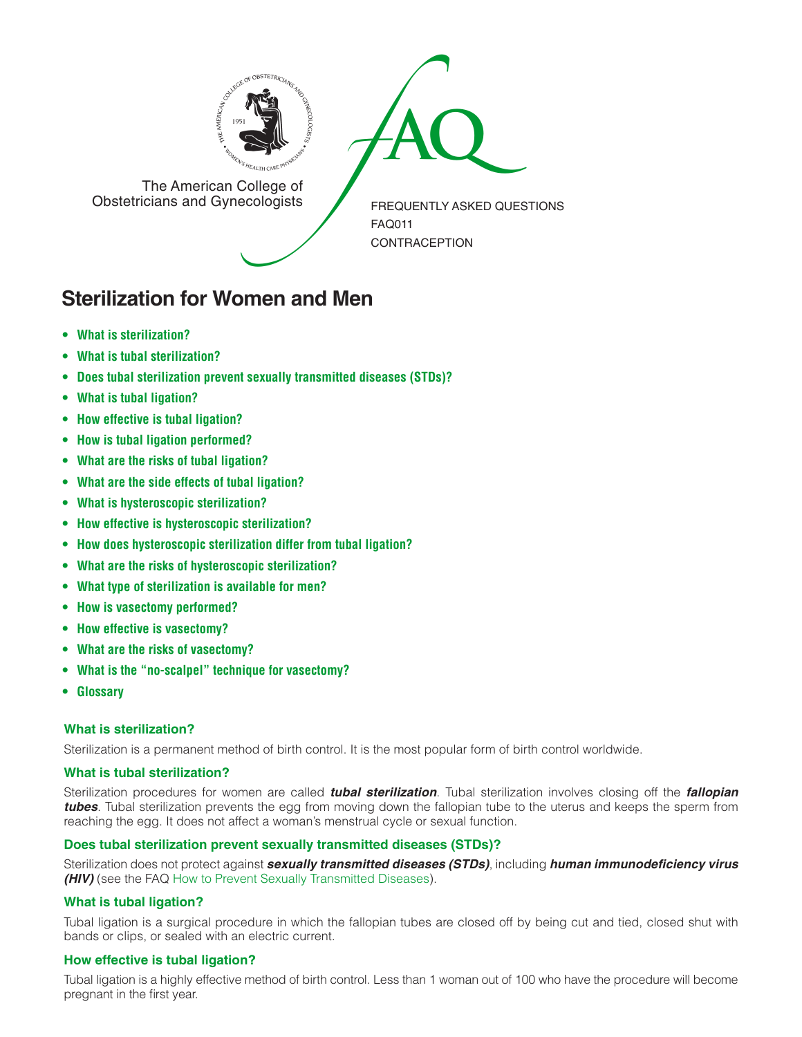The American College of Obstetricians and Gynecologists

FREQUENTLY ASKED QUESTIONS
FAQ011
CONTRACEPTION

# Sterilization for Women and Men

- **What is sterilization?**
- **What is tubal sterilization?**
- **Does tubal sterilization prevent sexually transmitted diseases (STDs)?**
- **What is tubal ligation?**
- **How effective is tubal ligation?**
- **How is tubal ligation performed?**
- **What are the risks of tubal ligation?**
- **What are the side effects of tubal ligation?**
- **What is hysteroscopic sterilization?**
- **How effective is hysteroscopic sterilization?**
- **How does hysteroscopic sterilization differ from tubal ligation?**
- **What are the risks of hysteroscopic sterilization?**
- **What type of sterilization is available for men?**
- **How is vasectomy performed?**
- **How effective is vasectomy?**
- **What are the risks of vasectomy?**
- **What is the "no-scalpel" technique for vasectomy?**
- **Glossary**

### What is sterilization?

Sterilization is a permanent method of birth control. It is the most popular form of birth control worldwide.

### What is tubal sterilization?

Sterilization procedures for women are called ***tubal sterilization***. Tubal sterilization involves closing off the ***fallopian tubes***. Tubal sterilization prevents the egg from moving down the fallopian tube to the uterus and keeps the sperm from reaching the egg. It does not affect a woman's menstrual cycle or sexual function.

### Does tubal sterilization prevent sexually transmitted diseases (STDs)?

Sterilization does not protect against ***sexually transmitted diseases (STDs)***, including ***human immunodeficiency virus (HIV)*** (see the FAQ How to Prevent Sexually Transmitted Diseases).

### What is tubal ligation?

Tubal ligation is a surgical procedure in which the fallopian tubes are closed off by being cut and tied, closed shut with bands or clips, or sealed with an electric current.

### How effective is tubal ligation?

Tubal ligation is a highly effective method of birth control. Less than 1 woman out of 100 who have the procedure will become pregnant in the first year.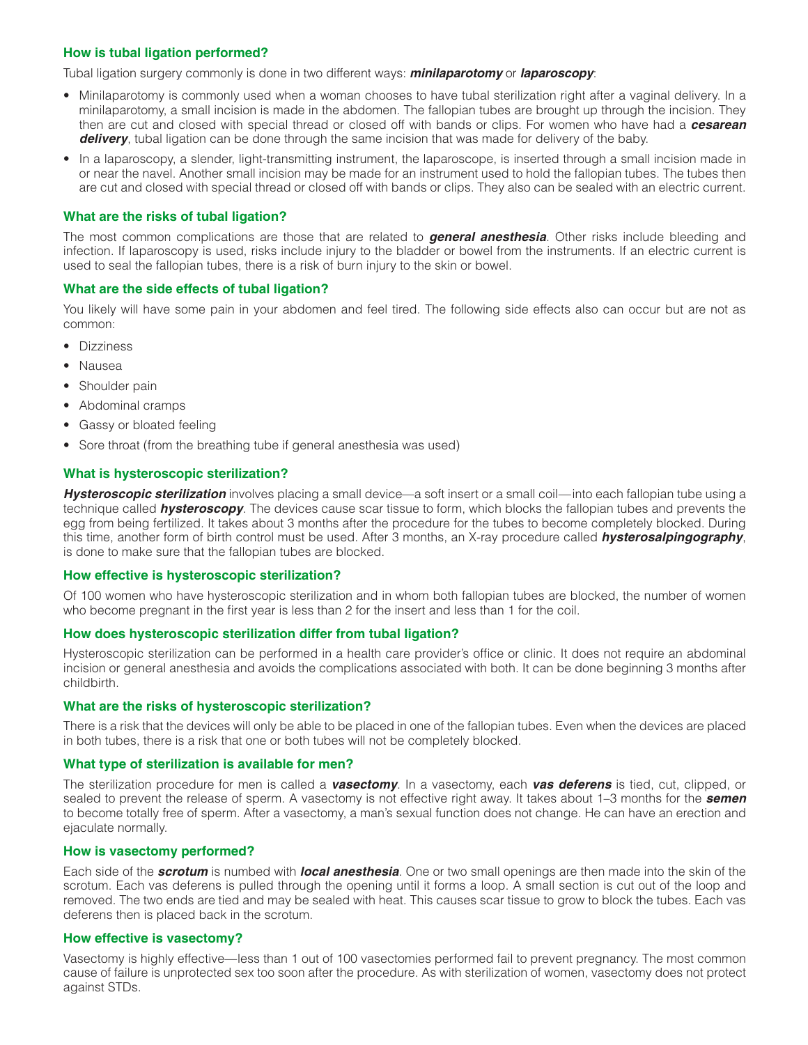### How is tubal ligation performed?

Tubal ligation surgery commonly is done in two different ways: ***minilaparotomy*** or ***laparoscopy***:

- Minilaparotomy is commonly used when a woman chooses to have tubal sterilization right after a vaginal delivery. In a minilaparotomy, a small incision is made in the abdomen. The fallopian tubes are brought up through the incision. They then are cut and closed with special thread or closed off with bands or clips. For women who have had a ***cesarean delivery***, tubal ligation can be done through the same incision that was made for delivery of the baby.
- In a laparoscopy, a slender, light-transmitting instrument, the laparoscope, is inserted through a small incision made in or near the navel. Another small incision may be made for an instrument used to hold the fallopian tubes. The tubes then are cut and closed with special thread or closed off with bands or clips. They also can be sealed with an electric current.

### What are the risks of tubal ligation?

The most common complications are those that are related to ***general anesthesia***. Other risks include bleeding and infection. If laparoscopy is used, risks include injury to the bladder or bowel from the instruments. If an electric current is used to seal the fallopian tubes, there is a risk of burn injury to the skin or bowel.

### What are the side effects of tubal ligation?

You likely will have some pain in your abdomen and feel tired. The following side effects also can occur but are not as common:

- Dizziness
- Nausea
- Shoulder pain
- Abdominal cramps
- Gassy or bloated feeling
- Sore throat (from the breathing tube if general anesthesia was used)

### What is hysteroscopic sterilization?

***Hysteroscopic sterilization*** involves placing a small device—a soft insert or a small coil—into each fallopian tube using a technique called ***hysteroscopy***. The devices cause scar tissue to form, which blocks the fallopian tubes and prevents the egg from being fertilized. It takes about 3 months after the procedure for the tubes to become completely blocked. During this time, another form of birth control must be used. After 3 months, an X-ray procedure called ***hysterosalpingography***, is done to make sure that the fallopian tubes are blocked.

### How effective is hysteroscopic sterilization?

Of 100 women who have hysteroscopic sterilization and in whom both fallopian tubes are blocked, the number of women who become pregnant in the first year is less than 2 for the insert and less than 1 for the coil.

### How does hysteroscopic sterilization differ from tubal ligation?

Hysteroscopic sterilization can be performed in a health care provider's office or clinic. It does not require an abdominal incision or general anesthesia and avoids the complications associated with both. It can be done beginning 3 months after childbirth.

### What are the risks of hysteroscopic sterilization?

There is a risk that the devices will only be able to be placed in one of the fallopian tubes. Even when the devices are placed in both tubes, there is a risk that one or both tubes will not be completely blocked.

### What type of sterilization is available for men?

The sterilization procedure for men is called a ***vasectomy***. In a vasectomy, each ***vas deferens*** is tied, cut, clipped, or sealed to prevent the release of sperm. A vasectomy is not effective right away. It takes about 1–3 months for the ***semen*** to become totally free of sperm. After a vasectomy, a man's sexual function does not change. He can have an erection and ejaculate normally.

### How is vasectomy performed?

Each side of the ***scrotum*** is numbed with ***local anesthesia***. One or two small openings are then made into the skin of the scrotum. Each vas deferens is pulled through the opening until it forms a loop. A small section is cut out of the loop and removed. The two ends are tied and may be sealed with heat. This causes scar tissue to grow to block the tubes. Each vas deferens then is placed back in the scrotum.

### How effective is vasectomy?

Vasectomy is highly effective—less than 1 out of 100 vasectomies performed fail to prevent pregnancy. The most common cause of failure is unprotected sex too soon after the procedure. As with sterilization of women, vasectomy does not protect against STDs.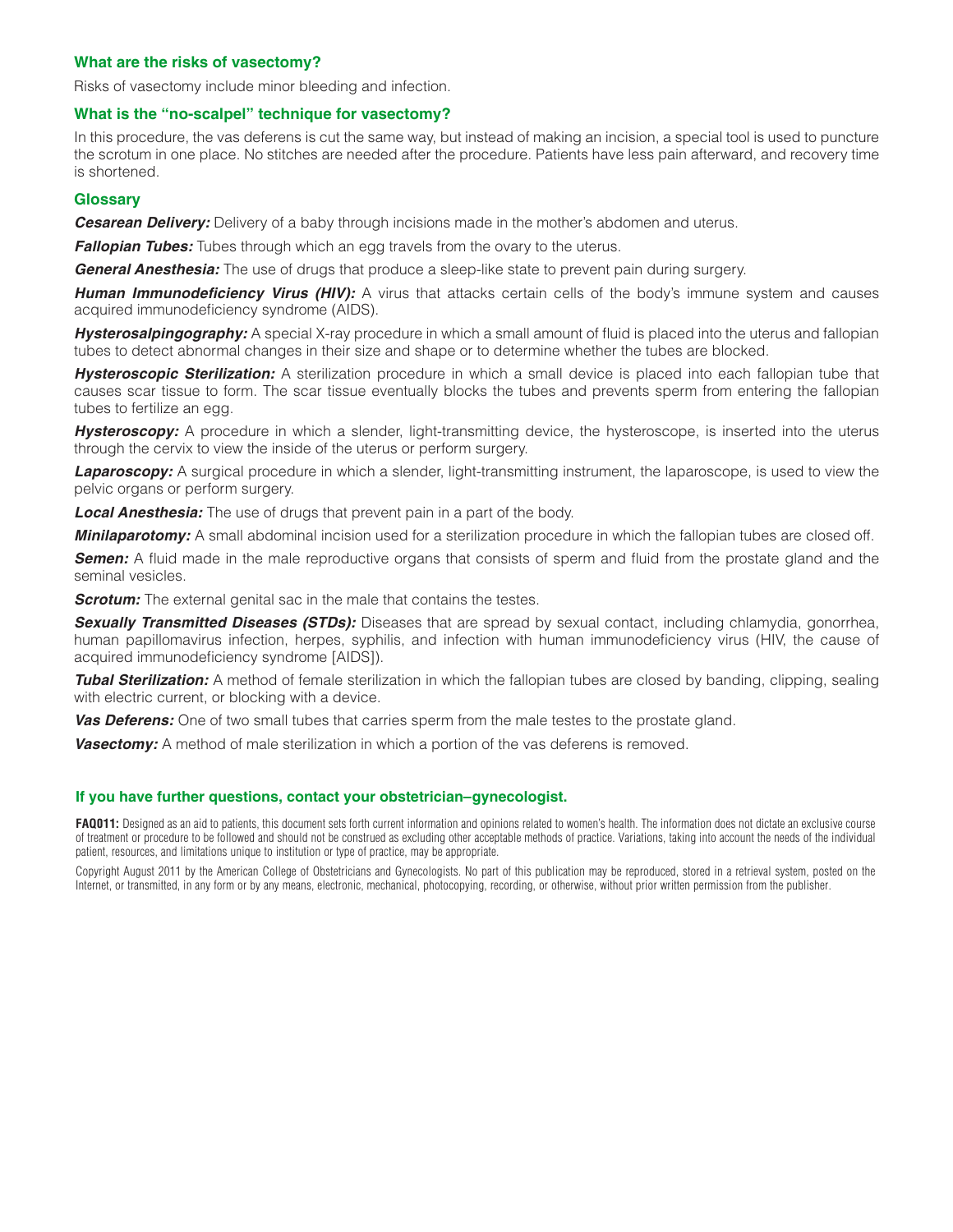### What are the risks of vasectomy?

Risks of vasectomy include minor bleeding and infection.

### What is the "no-scalpel" technique for vasectomy?

In this procedure, the vas deferens is cut the same way, but instead of making an incision, a special tool is used to puncture the scrotum in one place. No stitches are needed after the procedure. Patients have less pain afterward, and recovery time is shortened.

### Glossary

***Cesarean Delivery:*** Delivery of a baby through incisions made in the mother's abdomen and uterus.

***Fallopian Tubes:*** Tubes through which an egg travels from the ovary to the uterus.

***General Anesthesia:*** The use of drugs that produce a sleep-like state to prevent pain during surgery.

***Human Immunodeficiency Virus (HIV):*** A virus that attacks certain cells of the body's immune system and causes acquired immunodeficiency syndrome (AIDS).

***Hysterosalpingography:*** A special X-ray procedure in which a small amount of fluid is placed into the uterus and fallopian tubes to detect abnormal changes in their size and shape or to determine whether the tubes are blocked.

***Hysteroscopic Sterilization:*** A sterilization procedure in which a small device is placed into each fallopian tube that causes scar tissue to form. The scar tissue eventually blocks the tubes and prevents sperm from entering the fallopian tubes to fertilize an egg.

***Hysteroscopy:*** A procedure in which a slender, light-transmitting device, the hysteroscope, is inserted into the uterus through the cervix to view the inside of the uterus or perform surgery.

***Laparoscopy:*** A surgical procedure in which a slender, light-transmitting instrument, the laparoscope, is used to view the pelvic organs or perform surgery.

***Local Anesthesia:*** The use of drugs that prevent pain in a part of the body.

***Minilaparotomy:*** A small abdominal incision used for a sterilization procedure in which the fallopian tubes are closed off.

***Semen:*** A fluid made in the male reproductive organs that consists of sperm and fluid from the prostate gland and the seminal vesicles.

***Scrotum:*** The external genital sac in the male that contains the testes.

***Sexually Transmitted Diseases (STDs):*** Diseases that are spread by sexual contact, including chlamydia, gonorrhea, human papillomavirus infection, herpes, syphilis, and infection with human immunodeficiency virus (HIV, the cause of acquired immunodeficiency syndrome [AIDS]).

***Tubal Sterilization:*** A method of female sterilization in which the fallopian tubes are closed by banding, clipping, sealing with electric current, or blocking with a device.

***Vas Deferens:*** One of two small tubes that carries sperm from the male testes to the prostate gland.

***Vasectomy:*** A method of male sterilization in which a portion of the vas deferens is removed.

**If you have further questions, contact your obstetrician–gynecologist.**

**FAQ011:** Designed as an aid to patients, this document sets forth current information and opinions related to women's health. The information does not dictate an exclusive course of treatment or procedure to be followed and should not be construed as excluding other acceptable methods of practice. Variations, taking into account the needs of the individual patient, resources, and limitations unique to institution or type of practice, may be appropriate.

Copyright August 2011 by the American College of Obstetricians and Gynecologists. No part of this publication may be reproduced, stored in a retrieval system, posted on the Internet, or transmitted, in any form or by any means, electronic, mechanical, photocopying, recording, or otherwise, without prior written permission from the publisher.